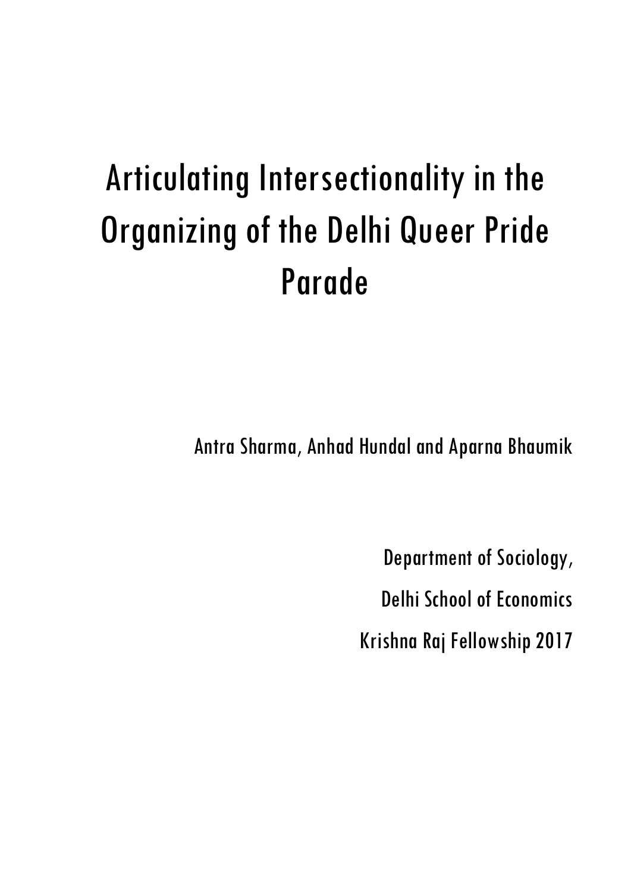# Articulating Intersectionality in the Organizing of the Delhi Queer Pride Parade

Antra Sharma, Anhad Hundal and Aparna Bhaumik

Department of Sociology,

Delhi School of Economics

Krishna Raj Fellowship 2017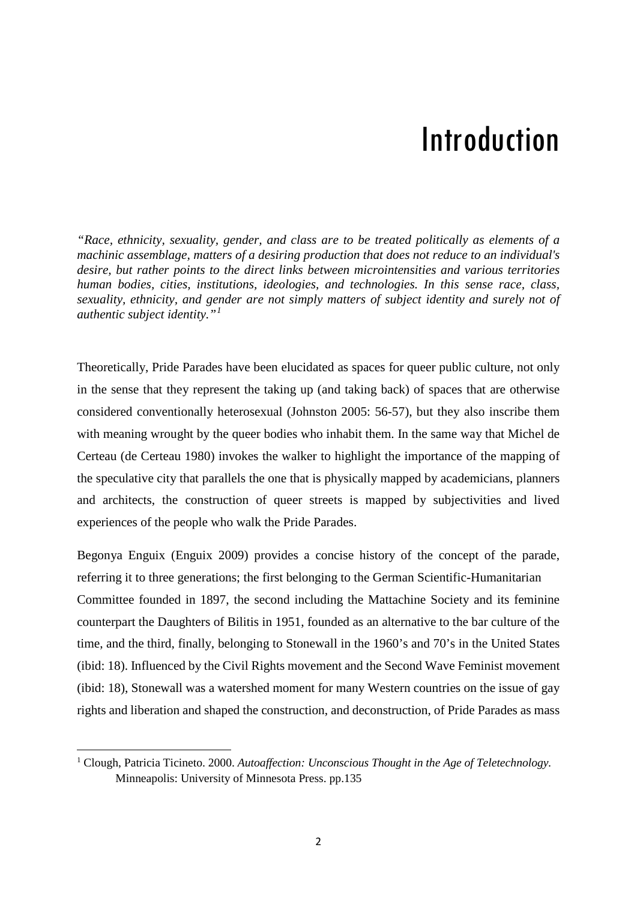# Introduction

*"Race, ethnicity, sexuality, gender, and class are to be treated politically as elements of a machinic assemblage, matters of a desiring production that does not reduce to an individual's desire, but rather points to the direct links between microintensities and various territories human bodies, cities, institutions, ideologies, and technologies. In this sense race, class, sexuality, ethnicity, and gender are not simply matters of subject identity and surely not of authentic subject identity."*[1]

Theoretically, Pride Parades have been elucidated as spaces for queer public culture, not only in the sense that they represent the taking up (and taking back) of spaces that are otherwise considered conventionally heterosexual (Johnston 2005: 56-57), but they also inscribe them with meaning wrought by the queer bodies who inhabit them. In the same way that Michel de Certeau (de Certeau 1980) invokes the walker to highlight the importance of the mapping of the speculative city that parallels the one that is physically mapped by academicians, planners and architects, the construction of queer streets is mapped by subjectivities and lived experiences of the people who walk the Pride Parades.

Begonya Enguix (Enguix 2009) provides a concise history of the concept of the parade, referring it to three generations; the first belonging to the German Scientific-Humanitarian Committee founded in 1897, the second including the Mattachine Society and its feminine counterpart the Daughters of Bilitis in 1951, founded as an alternative to the bar culture of the time, and the third, finally, belonging to Stonewall in the 1960's and 70's in the United States (ibid: 18). Influenced by the Civil Rights movement and the Second Wave Feminist movement (ibid: 18), Stonewall was a watershed moment for many Western countries on the issue of gay rights and liberation and shaped the construction, and deconstruction, of Pride Parades as mass

[1] Clough, Patricia Ticineto. 2000. *Autoaffection: Unconscious Thought in the Age of Teletechnology.* Minneapolis: University of Minnesota Press. pp.135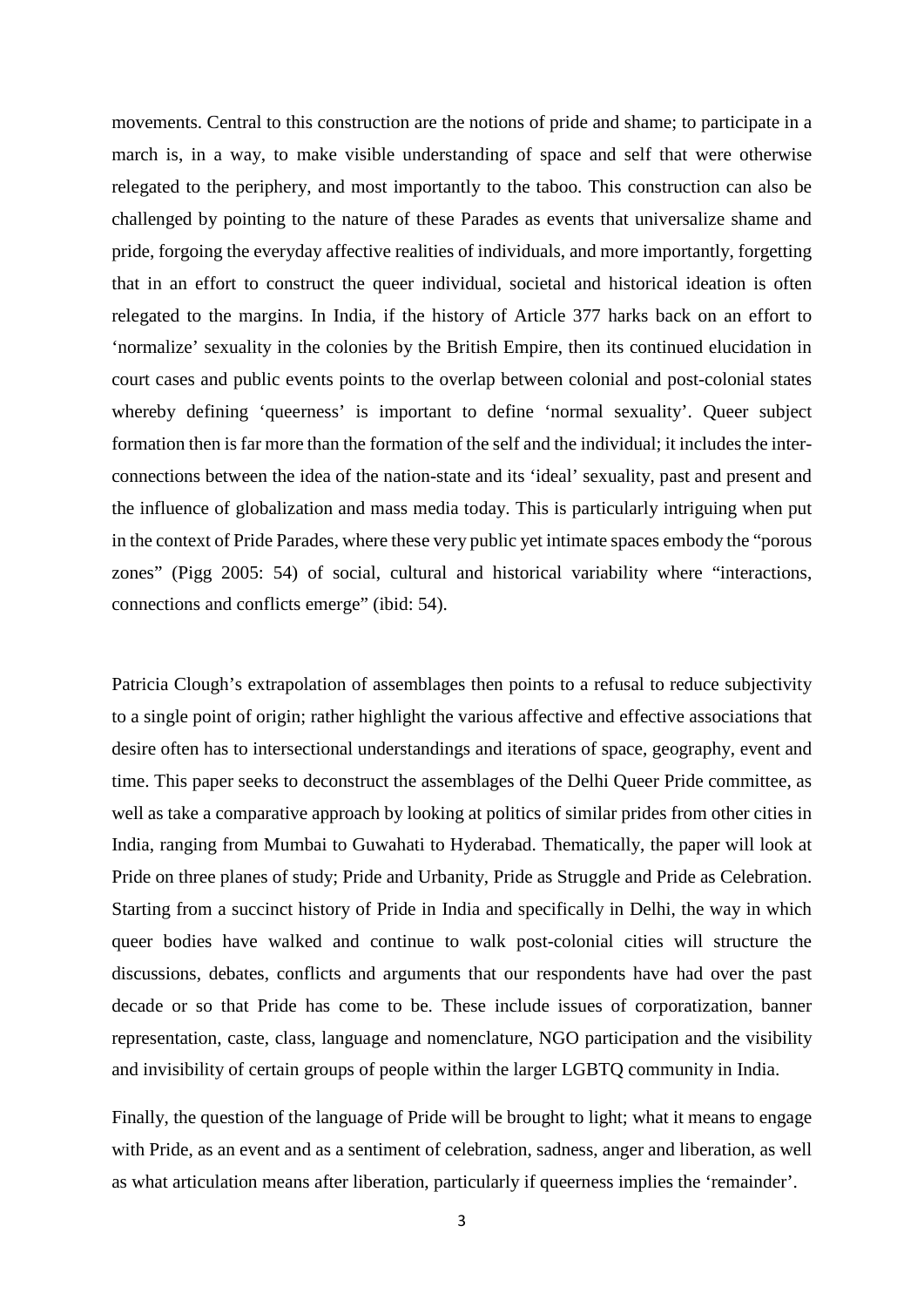movements. Central to this construction are the notions of pride and shame; to participate in a march is, in a way, to make visible understanding of space and self that were otherwise relegated to the periphery, and most importantly to the taboo. This construction can also be challenged by pointing to the nature of these Parades as events that universalize shame and pride, forgoing the everyday affective realities of individuals, and more importantly, forgetting that in an effort to construct the queer individual, societal and historical ideation is often relegated to the margins. In India, if the history of Article 377 harks back on an effort to 'normalize' sexuality in the colonies by the British Empire, then its continued elucidation in court cases and public events points to the overlap between colonial and post-colonial states whereby defining 'queerness' is important to define 'normal sexuality'. Queer subject formation then is far more than the formation of the self and the individual; it includes the inter-connections between the idea of the nation-state and its 'ideal' sexuality, past and present and the influence of globalization and mass media today. This is particularly intriguing when put in the context of Pride Parades, where these very public yet intimate spaces embody the "porous zones" (Pigg 2005: 54) of social, cultural and historical variability where "interactions, connections and conflicts emerge" (ibid: 54).

Patricia Clough's extrapolation of assemblages then points to a refusal to reduce subjectivity to a single point of origin; rather highlight the various affective and effective associations that desire often has to intersectional understandings and iterations of space, geography, event and time. This paper seeks to deconstruct the assemblages of the Delhi Queer Pride committee, as well as take a comparative approach by looking at politics of similar prides from other cities in India, ranging from Mumbai to Guwahati to Hyderabad. Thematically, the paper will look at Pride on three planes of study; Pride and Urbanity, Pride as Struggle and Pride as Celebration. Starting from a succinct history of Pride in India and specifically in Delhi, the way in which queer bodies have walked and continue to walk post-colonial cities will structure the discussions, debates, conflicts and arguments that our respondents have had over the past decade or so that Pride has come to be. These include issues of corporatization, banner representation, caste, class, language and nomenclature, NGO participation and the visibility and invisibility of certain groups of people within the larger LGBTQ community in India.

Finally, the question of the language of Pride will be brought to light; what it means to engage with Pride, as an event and as a sentiment of celebration, sadness, anger and liberation, as well as what articulation means after liberation, particularly if queerness implies the 'remainder'.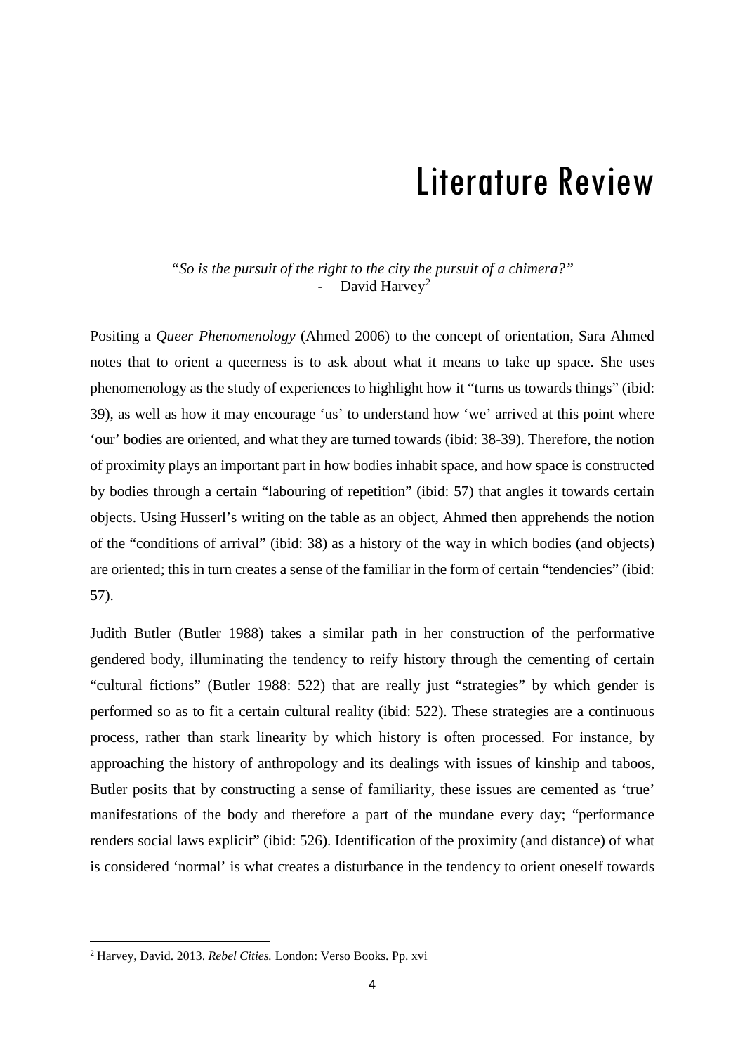# Literature Review

*"So is the pursuit of the right to the city the pursuit of a chimera?"*
- David Harvey[2]

Positing a *Queer Phenomenology* (Ahmed 2006) to the concept of orientation, Sara Ahmed notes that to orient a queerness is to ask about what it means to take up space. She uses phenomenology as the study of experiences to highlight how it "turns us towards things" (ibid: 39), as well as how it may encourage 'us' to understand how 'we' arrived at this point where 'our' bodies are oriented, and what they are turned towards (ibid: 38-39). Therefore, the notion of proximity plays an important part in how bodies inhabit space, and how space is constructed by bodies through a certain "labouring of repetition" (ibid: 57) that angles it towards certain objects. Using Husserl's writing on the table as an object, Ahmed then apprehends the notion of the "conditions of arrival" (ibid: 38) as a history of the way in which bodies (and objects) are oriented; this in turn creates a sense of the familiar in the form of certain "tendencies" (ibid: 57).

Judith Butler (Butler 1988) takes a similar path in her construction of the performative gendered body, illuminating the tendency to reify history through the cementing of certain "cultural fictions" (Butler 1988: 522) that are really just "strategies" by which gender is performed so as to fit a certain cultural reality (ibid: 522). These strategies are a continuous process, rather than stark linearity by which history is often processed. For instance, by approaching the history of anthropology and its dealings with issues of kinship and taboos, Butler posits that by constructing a sense of familiarity, these issues are cemented as 'true' manifestations of the body and therefore a part of the mundane every day; "performance renders social laws explicit" (ibid: 526). Identification of the proximity (and distance) of what is considered 'normal' is what creates a disturbance in the tendency to orient oneself towards

[2] Harvey, David. 2013. *Rebel Cities.* London: Verso Books. Pp. xvi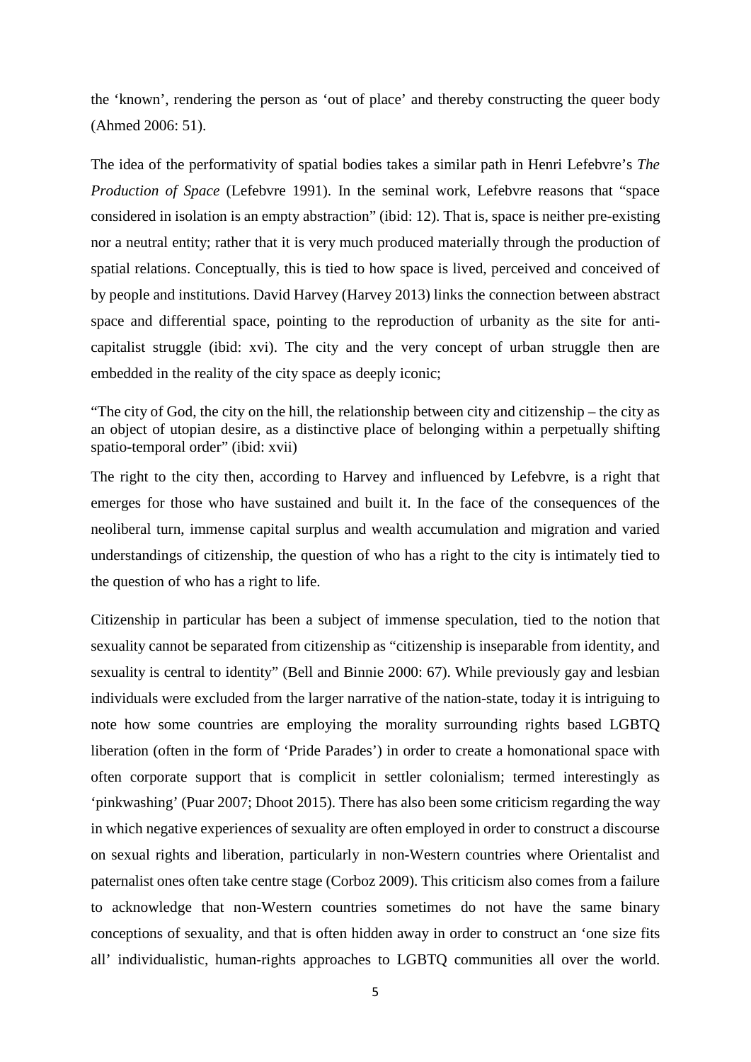the 'known', rendering the person as 'out of place' and thereby constructing the queer body (Ahmed 2006: 51).

The idea of the performativity of spatial bodies takes a similar path in Henri Lefebvre's *The Production of Space* (Lefebvre 1991). In the seminal work, Lefebvre reasons that "space considered in isolation is an empty abstraction" (ibid: 12). That is, space is neither pre-existing nor a neutral entity; rather that it is very much produced materially through the production of spatial relations. Conceptually, this is tied to how space is lived, perceived and conceived of by people and institutions. David Harvey (Harvey 2013) links the connection between abstract space and differential space, pointing to the reproduction of urbanity as the site for anti-capitalist struggle (ibid: xvi). The city and the very concept of urban struggle then are embedded in the reality of the city space as deeply iconic;

> "The city of God, the city on the hill, the relationship between city and citizenship – the city as an object of utopian desire, as a distinctive place of belonging within a perpetually shifting spatio-temporal order" (ibid: xvii)

The right to the city then, according to Harvey and influenced by Lefebvre, is a right that emerges for those who have sustained and built it. In the face of the consequences of the neoliberal turn, immense capital surplus and wealth accumulation and migration and varied understandings of citizenship, the question of who has a right to the city is intimately tied to the question of who has a right to life.

Citizenship in particular has been a subject of immense speculation, tied to the notion that sexuality cannot be separated from citizenship as "citizenship is inseparable from identity, and sexuality is central to identity" (Bell and Binnie 2000: 67). While previously gay and lesbian individuals were excluded from the larger narrative of the nation-state, today it is intriguing to note how some countries are employing the morality surrounding rights based LGBTQ liberation (often in the form of 'Pride Parades') in order to create a homonational space with often corporate support that is complicit in settler colonialism; termed interestingly as 'pinkwashing' (Puar 2007; Dhoot 2015). There has also been some criticism regarding the way in which negative experiences of sexuality are often employed in order to construct a discourse on sexual rights and liberation, particularly in non-Western countries where Orientalist and paternalist ones often take centre stage (Corboz 2009). This criticism also comes from a failure to acknowledge that non-Western countries sometimes do not have the same binary conceptions of sexuality, and that is often hidden away in order to construct an 'one size fits all' individualistic, human-rights approaches to LGBTQ communities all over the world.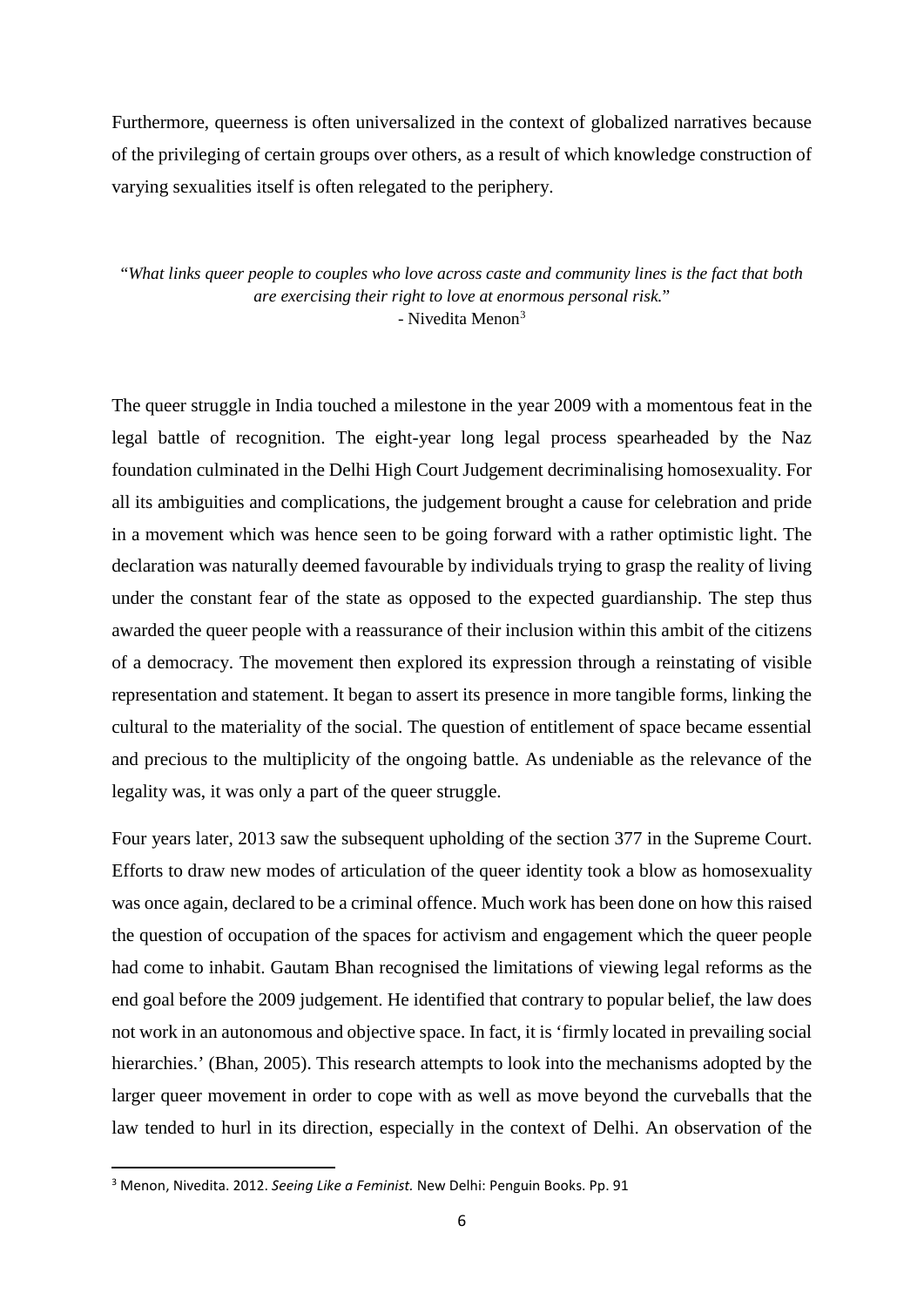Furthermore, queerness is often universalized in the context of globalized narratives because of the privileging of certain groups over others, as a result of which knowledge construction of varying sexualities itself is often relegated to the periphery.

"*What links queer people to couples who love across caste and community lines is the fact that both are exercising their right to love at enormous personal risk.*"
- Nivedita Menon[3]

The queer struggle in India touched a milestone in the year 2009 with a momentous feat in the legal battle of recognition. The eight-year long legal process spearheaded by the Naz foundation culminated in the Delhi High Court Judgement decriminalising homosexuality. For all its ambiguities and complications, the judgement brought a cause for celebration and pride in a movement which was hence seen to be going forward with a rather optimistic light. The declaration was naturally deemed favourable by individuals trying to grasp the reality of living under the constant fear of the state as opposed to the expected guardianship. The step thus awarded the queer people with a reassurance of their inclusion within this ambit of the citizens of a democracy. The movement then explored its expression through a reinstating of visible representation and statement. It began to assert its presence in more tangible forms, linking the cultural to the materiality of the social. The question of entitlement of space became essential and precious to the multiplicity of the ongoing battle. As undeniable as the relevance of the legality was, it was only a part of the queer struggle.

Four years later, 2013 saw the subsequent upholding of the section 377 in the Supreme Court. Efforts to draw new modes of articulation of the queer identity took a blow as homosexuality was once again, declared to be a criminal offence. Much work has been done on how this raised the question of occupation of the spaces for activism and engagement which the queer people had come to inhabit. Gautam Bhan recognised the limitations of viewing legal reforms as the end goal before the 2009 judgement. He identified that contrary to popular belief, the law does not work in an autonomous and objective space. In fact, it is 'firmly located in prevailing social hierarchies.' (Bhan, 2005). This research attempts to look into the mechanisms adopted by the larger queer movement in order to cope with as well as move beyond the curveballs that the law tended to hurl in its direction, especially in the context of Delhi. An observation of the

[3] Menon, Nivedita. 2012. *Seeing Like a Feminist.* New Delhi: Penguin Books. Pp. 91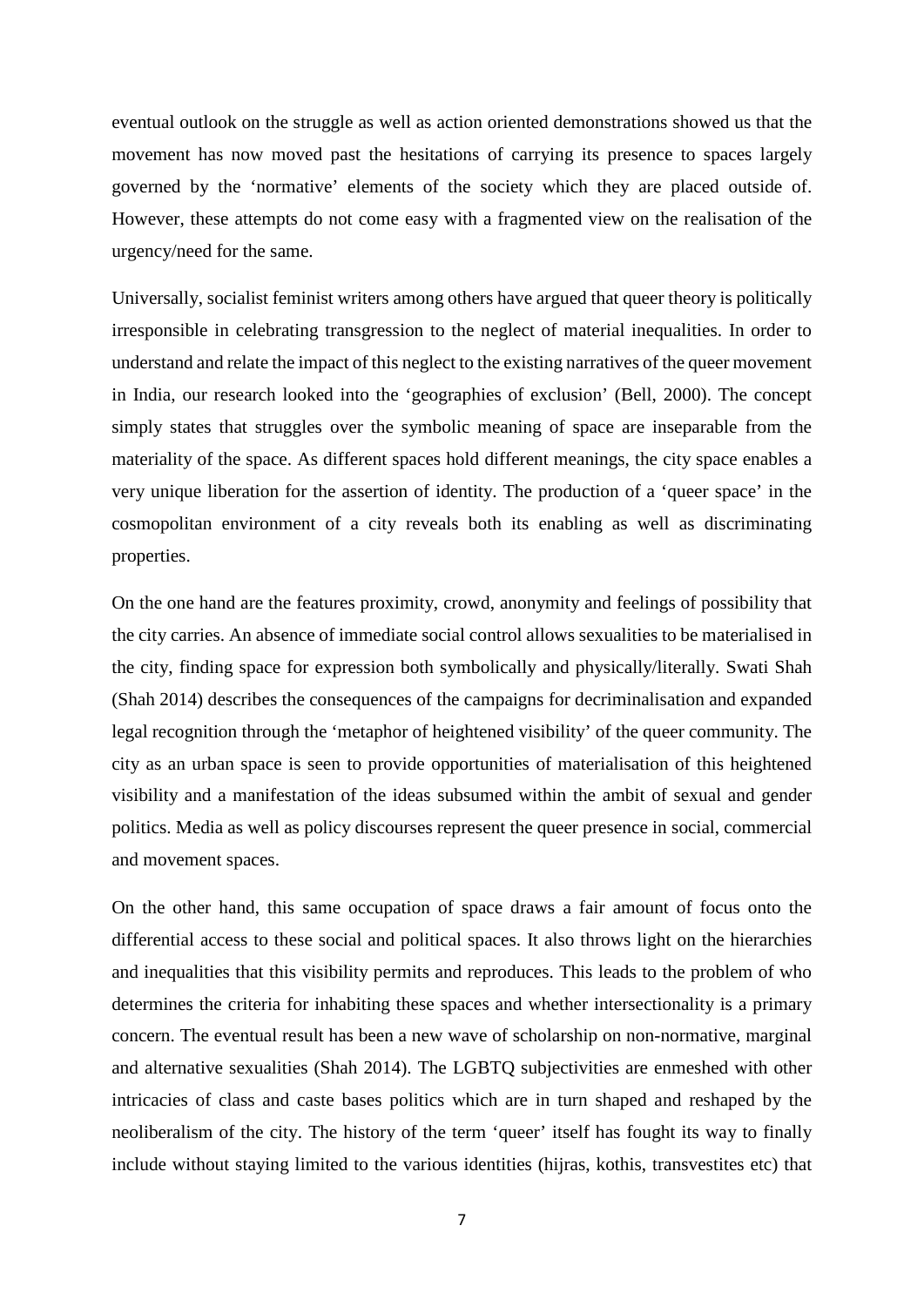eventual outlook on the struggle as well as action oriented demonstrations showed us that the movement has now moved past the hesitations of carrying its presence to spaces largely governed by the 'normative' elements of the society which they are placed outside of. However, these attempts do not come easy with a fragmented view on the realisation of the urgency/need for the same.

Universally, socialist feminist writers among others have argued that queer theory is politically irresponsible in celebrating transgression to the neglect of material inequalities. In order to understand and relate the impact of this neglect to the existing narratives of the queer movement in India, our research looked into the 'geographies of exclusion' (Bell, 2000). The concept simply states that struggles over the symbolic meaning of space are inseparable from the materiality of the space. As different spaces hold different meanings, the city space enables a very unique liberation for the assertion of identity. The production of a 'queer space' in the cosmopolitan environment of a city reveals both its enabling as well as discriminating properties.

On the one hand are the features proximity, crowd, anonymity and feelings of possibility that the city carries. An absence of immediate social control allows sexualities to be materialised in the city, finding space for expression both symbolically and physically/literally. Swati Shah (Shah 2014) describes the consequences of the campaigns for decriminalisation and expanded legal recognition through the 'metaphor of heightened visibility' of the queer community. The city as an urban space is seen to provide opportunities of materialisation of this heightened visibility and a manifestation of the ideas subsumed within the ambit of sexual and gender politics. Media as well as policy discourses represent the queer presence in social, commercial and movement spaces.

On the other hand, this same occupation of space draws a fair amount of focus onto the differential access to these social and political spaces. It also throws light on the hierarchies and inequalities that this visibility permits and reproduces. This leads to the problem of who determines the criteria for inhabiting these spaces and whether intersectionality is a primary concern. The eventual result has been a new wave of scholarship on non-normative, marginal and alternative sexualities (Shah 2014). The LGBTQ subjectivities are enmeshed with other intricacies of class and caste bases politics which are in turn shaped and reshaped by the neoliberalism of the city. The history of the term 'queer' itself has fought its way to finally include without staying limited to the various identities (hijras, kothis, transvestites etc) that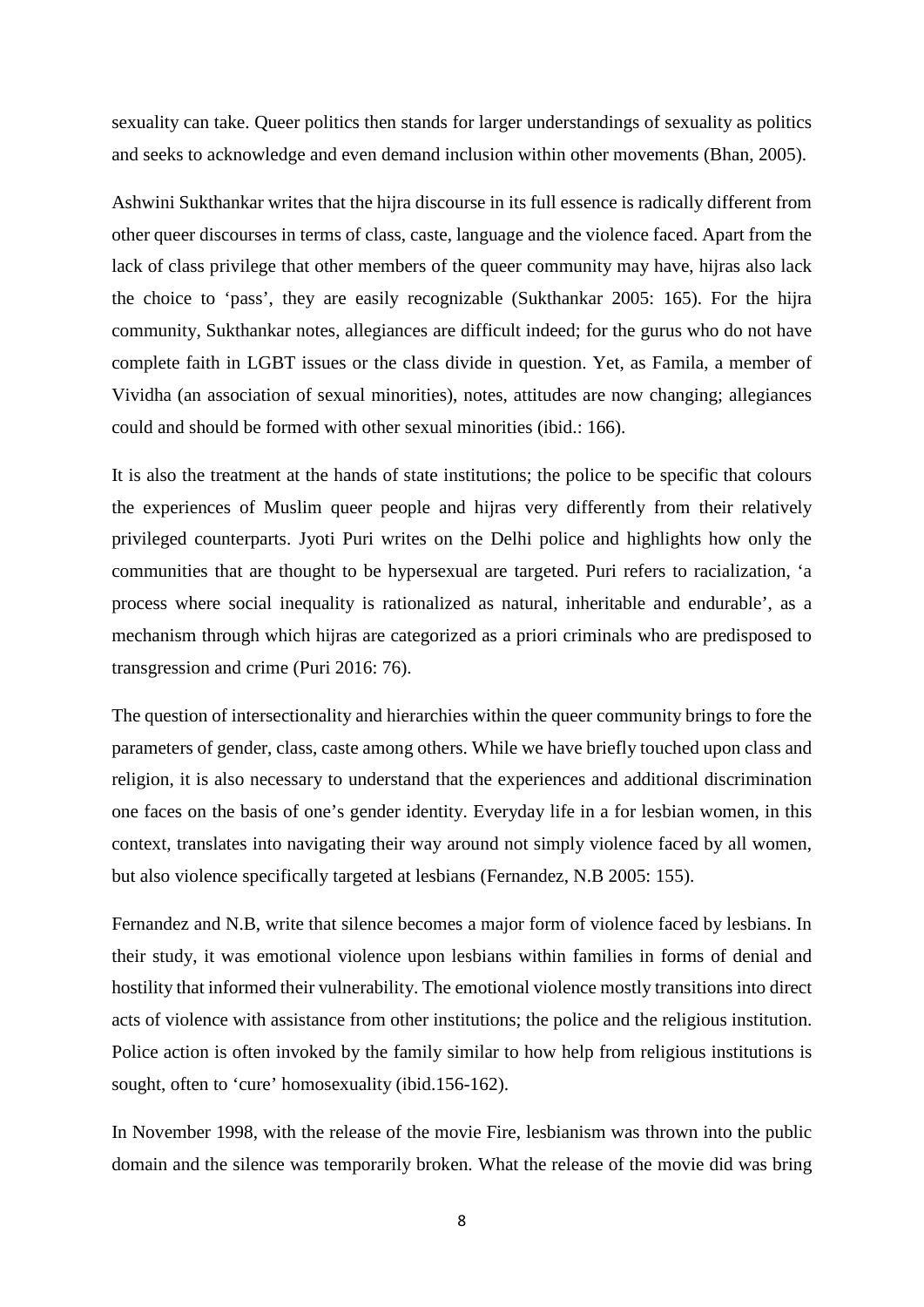sexuality can take. Queer politics then stands for larger understandings of sexuality as politics and seeks to acknowledge and even demand inclusion within other movements (Bhan, 2005).

Ashwini Sukthankar writes that the hijra discourse in its full essence is radically different from other queer discourses in terms of class, caste, language and the violence faced. Apart from the lack of class privilege that other members of the queer community may have, hijras also lack the choice to 'pass', they are easily recognizable (Sukthankar 2005: 165). For the hijra community, Sukthankar notes, allegiances are difficult indeed; for the gurus who do not have complete faith in LGBT issues or the class divide in question. Yet, as Famila, a member of Vividha (an association of sexual minorities), notes, attitudes are now changing; allegiances could and should be formed with other sexual minorities (ibid.: 166).

It is also the treatment at the hands of state institutions; the police to be specific that colours the experiences of Muslim queer people and hijras very differently from their relatively privileged counterparts. Jyoti Puri writes on the Delhi police and highlights how only the communities that are thought to be hypersexual are targeted. Puri refers to racialization, 'a process where social inequality is rationalized as natural, inheritable and endurable', as a mechanism through which hijras are categorized as a priori criminals who are predisposed to transgression and crime (Puri 2016: 76).

The question of intersectionality and hierarchies within the queer community brings to fore the parameters of gender, class, caste among others. While we have briefly touched upon class and religion, it is also necessary to understand that the experiences and additional discrimination one faces on the basis of one's gender identity. Everyday life in a for lesbian women, in this context, translates into navigating their way around not simply violence faced by all women, but also violence specifically targeted at lesbians (Fernandez, N.B 2005: 155).

Fernandez and N.B, write that silence becomes a major form of violence faced by lesbians. In their study, it was emotional violence upon lesbians within families in forms of denial and hostility that informed their vulnerability. The emotional violence mostly transitions into direct acts of violence with assistance from other institutions; the police and the religious institution. Police action is often invoked by the family similar to how help from religious institutions is sought, often to 'cure' homosexuality (ibid.156-162).

In November 1998, with the release of the movie Fire, lesbianism was thrown into the public domain and the silence was temporarily broken. What the release of the movie did was bring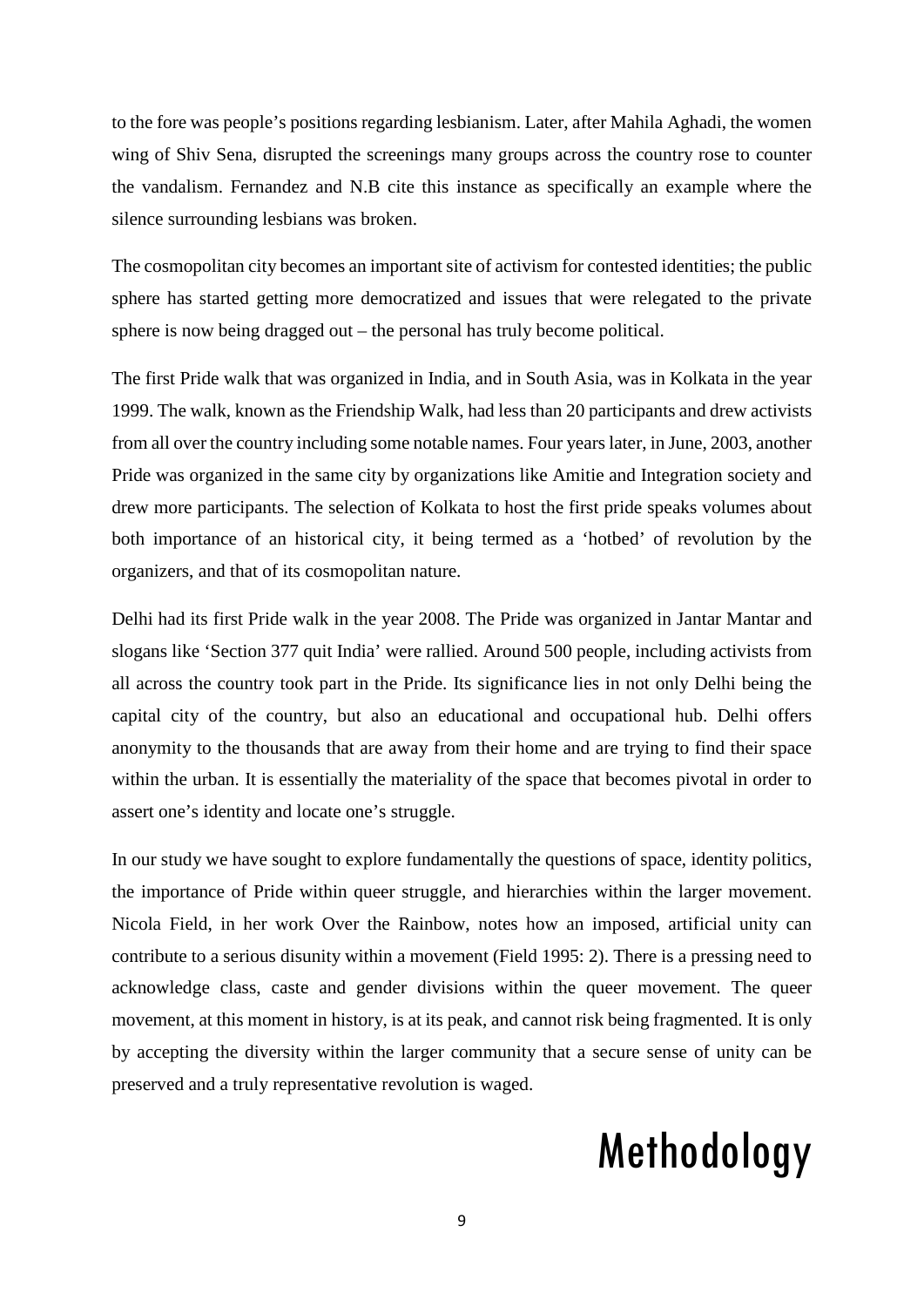to the fore was people's positions regarding lesbianism. Later, after Mahila Aghadi, the women wing of Shiv Sena, disrupted the screenings many groups across the country rose to counter the vandalism. Fernandez and N.B cite this instance as specifically an example where the silence surrounding lesbians was broken.

The cosmopolitan city becomes an important site of activism for contested identities; the public sphere has started getting more democratized and issues that were relegated to the private sphere is now being dragged out – the personal has truly become political.

The first Pride walk that was organized in India, and in South Asia, was in Kolkata in the year 1999. The walk, known as the Friendship Walk, had less than 20 participants and drew activists from all over the country including some notable names. Four years later, in June, 2003, another Pride was organized in the same city by organizations like Amitie and Integration society and drew more participants. The selection of Kolkata to host the first pride speaks volumes about both importance of an historical city, it being termed as a 'hotbed' of revolution by the organizers, and that of its cosmopolitan nature.

Delhi had its first Pride walk in the year 2008. The Pride was organized in Jantar Mantar and slogans like 'Section 377 quit India' were rallied. Around 500 people, including activists from all across the country took part in the Pride. Its significance lies in not only Delhi being the capital city of the country, but also an educational and occupational hub. Delhi offers anonymity to the thousands that are away from their home and are trying to find their space within the urban. It is essentially the materiality of the space that becomes pivotal in order to assert one's identity and locate one's struggle.

In our study we have sought to explore fundamentally the questions of space, identity politics, the importance of Pride within queer struggle, and hierarchies within the larger movement. Nicola Field, in her work Over the Rainbow, notes how an imposed, artificial unity can contribute to a serious disunity within a movement (Field 1995: 2). There is a pressing need to acknowledge class, caste and gender divisions within the queer movement. The queer movement, at this moment in history, is at its peak, and cannot risk being fragmented. It is only by accepting the diversity within the larger community that a secure sense of unity can be preserved and a truly representative revolution is waged.

# Methodology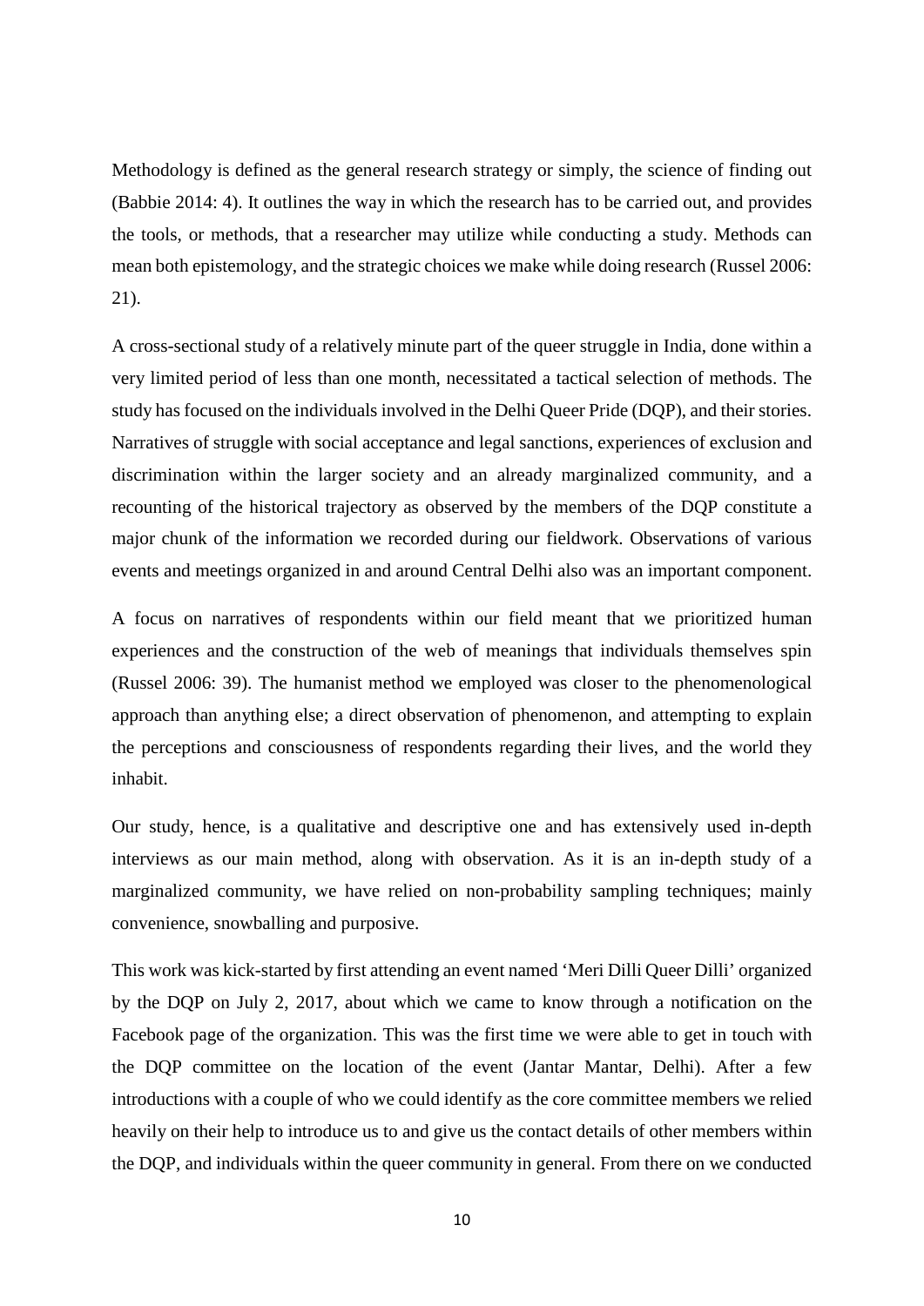Methodology is defined as the general research strategy or simply, the science of finding out (Babbie 2014: 4). It outlines the way in which the research has to be carried out, and provides the tools, or methods, that a researcher may utilize while conducting a study. Methods can mean both epistemology, and the strategic choices we make while doing research (Russel 2006: 21).

A cross-sectional study of a relatively minute part of the queer struggle in India, done within a very limited period of less than one month, necessitated a tactical selection of methods. The study has focused on the individuals involved in the Delhi Queer Pride (DQP), and their stories. Narratives of struggle with social acceptance and legal sanctions, experiences of exclusion and discrimination within the larger society and an already marginalized community, and a recounting of the historical trajectory as observed by the members of the DQP constitute a major chunk of the information we recorded during our fieldwork. Observations of various events and meetings organized in and around Central Delhi also was an important component.

A focus on narratives of respondents within our field meant that we prioritized human experiences and the construction of the web of meanings that individuals themselves spin (Russel 2006: 39). The humanist method we employed was closer to the phenomenological approach than anything else; a direct observation of phenomenon, and attempting to explain the perceptions and consciousness of respondents regarding their lives, and the world they inhabit.

Our study, hence, is a qualitative and descriptive one and has extensively used in-depth interviews as our main method, along with observation. As it is an in-depth study of a marginalized community, we have relied on non-probability sampling techniques; mainly convenience, snowballing and purposive.

This work was kick-started by first attending an event named 'Meri Dilli Queer Dilli' organized by the DQP on July 2, 2017, about which we came to know through a notification on the Facebook page of the organization. This was the first time we were able to get in touch with the DQP committee on the location of the event (Jantar Mantar, Delhi). After a few introductions with a couple of who we could identify as the core committee members we relied heavily on their help to introduce us to and give us the contact details of other members within the DQP, and individuals within the queer community in general. From there on we conducted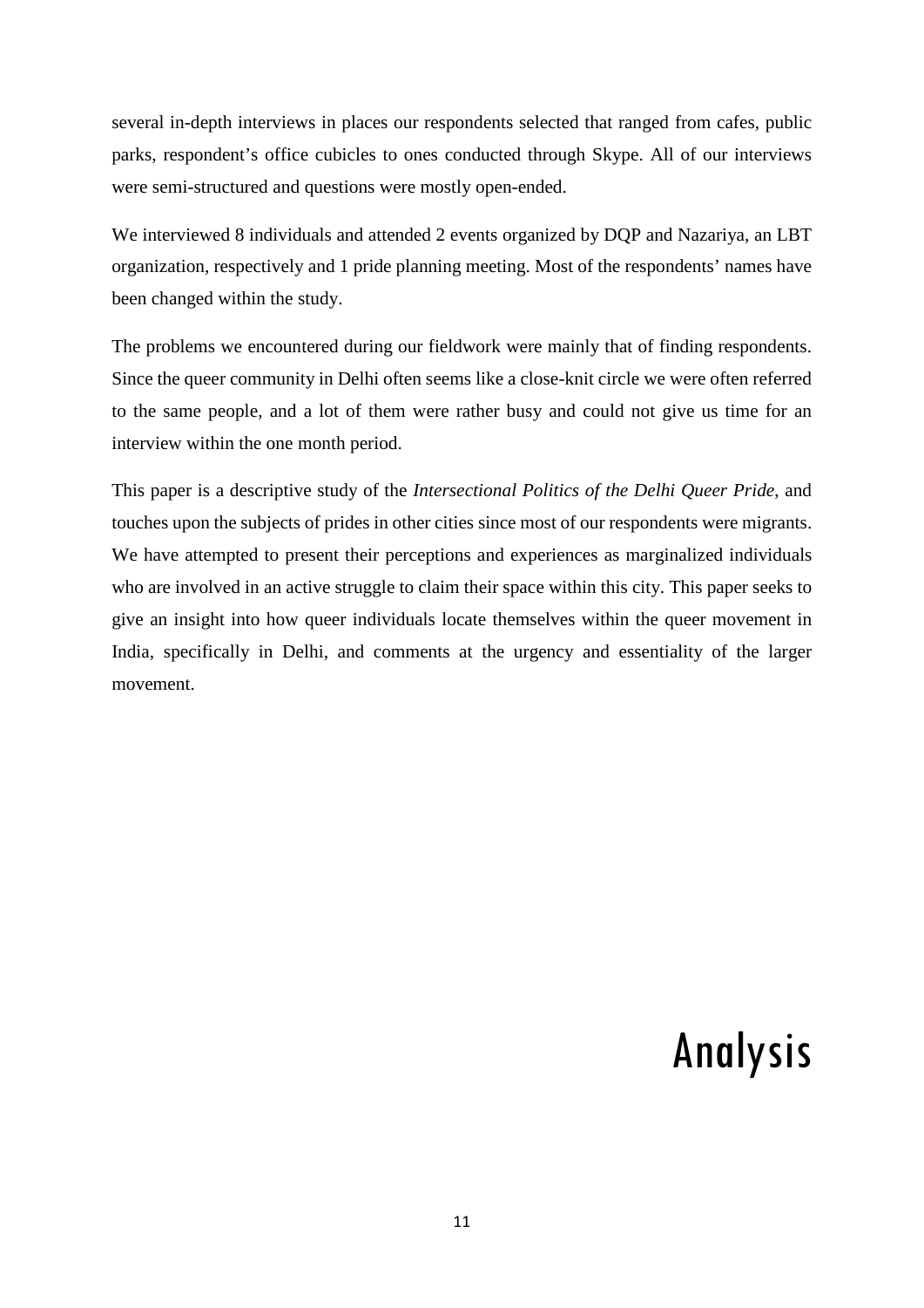several in-depth interviews in places our respondents selected that ranged from cafes, public parks, respondent's office cubicles to ones conducted through Skype. All of our interviews were semi-structured and questions were mostly open-ended.

We interviewed 8 individuals and attended 2 events organized by DQP and Nazariya, an LBT organization, respectively and 1 pride planning meeting. Most of the respondents' names have been changed within the study.

The problems we encountered during our fieldwork were mainly that of finding respondents. Since the queer community in Delhi often seems like a close-knit circle we were often referred to the same people, and a lot of them were rather busy and could not give us time for an interview within the one month period.

This paper is a descriptive study of the *Intersectional Politics of the Delhi Queer Pride*, and touches upon the subjects of prides in other cities since most of our respondents were migrants. We have attempted to present their perceptions and experiences as marginalized individuals who are involved in an active struggle to claim their space within this city. This paper seeks to give an insight into how queer individuals locate themselves within the queer movement in India, specifically in Delhi, and comments at the urgency and essentiality of the larger movement.

# Analysis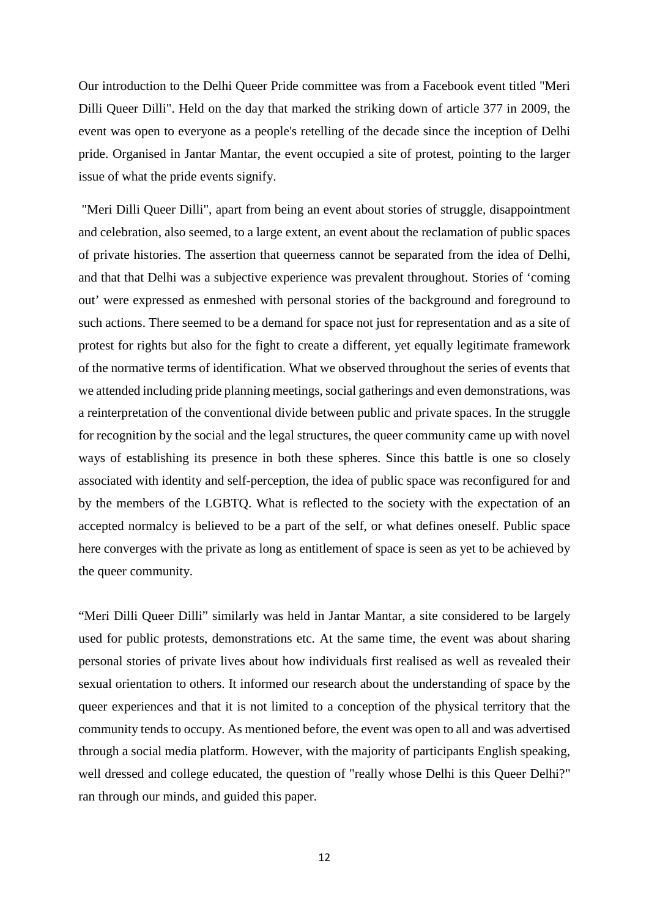Our introduction to the Delhi Queer Pride committee was from a Facebook event titled "Meri Dilli Queer Dilli". Held on the day that marked the striking down of article 377 in 2009, the event was open to everyone as a people's retelling of the decade since the inception of Delhi pride. Organised in Jantar Mantar, the event occupied a site of protest, pointing to the larger issue of what the pride events signify.

"Meri Dilli Queer Dilli", apart from being an event about stories of struggle, disappointment and celebration, also seemed, to a large extent, an event about the reclamation of public spaces of private histories. The assertion that queerness cannot be separated from the idea of Delhi, and that that Delhi was a subjective experience was prevalent throughout. Stories of 'coming out' were expressed as enmeshed with personal stories of the background and foreground to such actions. There seemed to be a demand for space not just for representation and as a site of protest for rights but also for the fight to create a different, yet equally legitimate framework of the normative terms of identification. What we observed throughout the series of events that we attended including pride planning meetings, social gatherings and even demonstrations, was a reinterpretation of the conventional divide between public and private spaces. In the struggle for recognition by the social and the legal structures, the queer community came up with novel ways of establishing its presence in both these spheres. Since this battle is one so closely associated with identity and self-perception, the idea of public space was reconfigured for and by the members of the LGBTQ. What is reflected to the society with the expectation of an accepted normalcy is believed to be a part of the self, or what defines oneself. Public space here converges with the private as long as entitlement of space is seen as yet to be achieved by the queer community.

"Meri Dilli Queer Dilli" similarly was held in Jantar Mantar, a site considered to be largely used for public protests, demonstrations etc. At the same time, the event was about sharing personal stories of private lives about how individuals first realised as well as revealed their sexual orientation to others. It informed our research about the understanding of space by the queer experiences and that it is not limited to a conception of the physical territory that the community tends to occupy. As mentioned before, the event was open to all and was advertised through a social media platform. However, with the majority of participants English speaking, well dressed and college educated, the question of "really whose Delhi is this Queer Delhi?" ran through our minds, and guided this paper.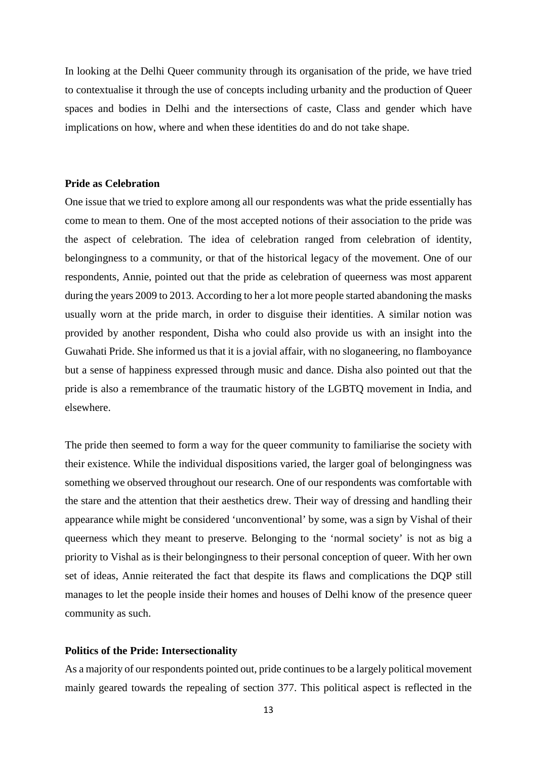In looking at the Delhi Queer community through its organisation of the pride, we have tried to contextualise it through the use of concepts including urbanity and the production of Queer spaces and bodies in Delhi and the intersections of caste, Class and gender which have implications on how, where and when these identities do and do not take shape.

### Pride as Celebration

One issue that we tried to explore among all our respondents was what the pride essentially has come to mean to them. One of the most accepted notions of their association to the pride was the aspect of celebration. The idea of celebration ranged from celebration of identity, belongingness to a community, or that of the historical legacy of the movement. One of our respondents, Annie, pointed out that the pride as celebration of queerness was most apparent during the years 2009 to 2013. According to her a lot more people started abandoning the masks usually worn at the pride march, in order to disguise their identities. A similar notion was provided by another respondent, Disha who could also provide us with an insight into the Guwahati Pride. She informed us that it is a jovial affair, with no sloganeering, no flamboyance but a sense of happiness expressed through music and dance. Disha also pointed out that the pride is also a remembrance of the traumatic history of the LGBTQ movement in India, and elsewhere.

The pride then seemed to form a way for the queer community to familiarise the society with their existence. While the individual dispositions varied, the larger goal of belongingness was something we observed throughout our research. One of our respondents was comfortable with the stare and the attention that their aesthetics drew. Their way of dressing and handling their appearance while might be considered 'unconventional' by some, was a sign by Vishal of their queerness which they meant to preserve. Belonging to the 'normal society' is not as big a priority to Vishal as is their belongingness to their personal conception of queer. With her own set of ideas, Annie reiterated the fact that despite its flaws and complications the DQP still manages to let the people inside their homes and houses of Delhi know of the presence queer community as such.

### Politics of the Pride: Intersectionality

As a majority of our respondents pointed out, pride continues to be a largely political movement mainly geared towards the repealing of section 377. This political aspect is reflected in the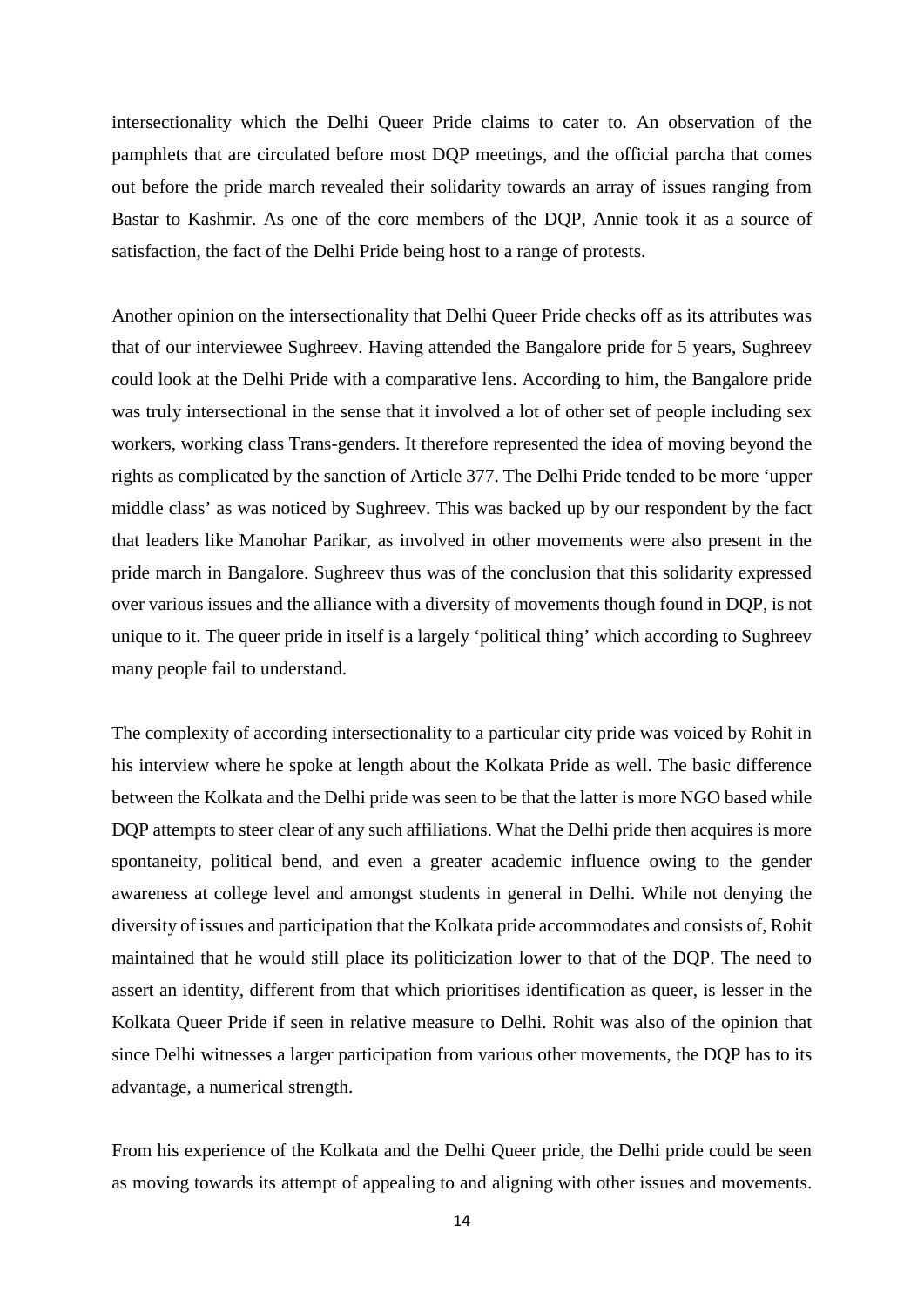intersectionality which the Delhi Queer Pride claims to cater to. An observation of the pamphlets that are circulated before most DQP meetings, and the official parcha that comes out before the pride march revealed their solidarity towards an array of issues ranging from Bastar to Kashmir. As one of the core members of the DQP, Annie took it as a source of satisfaction, the fact of the Delhi Pride being host to a range of protests.

Another opinion on the intersectionality that Delhi Queer Pride checks off as its attributes was that of our interviewee Sughreev. Having attended the Bangalore pride for 5 years, Sughreev could look at the Delhi Pride with a comparative lens. According to him, the Bangalore pride was truly intersectional in the sense that it involved a lot of other set of people including sex workers, working class Trans-genders. It therefore represented the idea of moving beyond the rights as complicated by the sanction of Article 377. The Delhi Pride tended to be more 'upper middle class' as was noticed by Sughreev. This was backed up by our respondent by the fact that leaders like Manohar Parikar, as involved in other movements were also present in the pride march in Bangalore. Sughreev thus was of the conclusion that this solidarity expressed over various issues and the alliance with a diversity of movements though found in DQP, is not unique to it. The queer pride in itself is a largely 'political thing' which according to Sughreev many people fail to understand.

The complexity of according intersectionality to a particular city pride was voiced by Rohit in his interview where he spoke at length about the Kolkata Pride as well. The basic difference between the Kolkata and the Delhi pride was seen to be that the latter is more NGO based while DQP attempts to steer clear of any such affiliations. What the Delhi pride then acquires is more spontaneity, political bend, and even a greater academic influence owing to the gender awareness at college level and amongst students in general in Delhi. While not denying the diversity of issues and participation that the Kolkata pride accommodates and consists of, Rohit maintained that he would still place its politicization lower to that of the DQP. The need to assert an identity, different from that which prioritises identification as queer, is lesser in the Kolkata Queer Pride if seen in relative measure to Delhi. Rohit was also of the opinion that since Delhi witnesses a larger participation from various other movements, the DQP has to its advantage, a numerical strength.

From his experience of the Kolkata and the Delhi Queer pride, the Delhi pride could be seen as moving towards its attempt of appealing to and aligning with other issues and movements.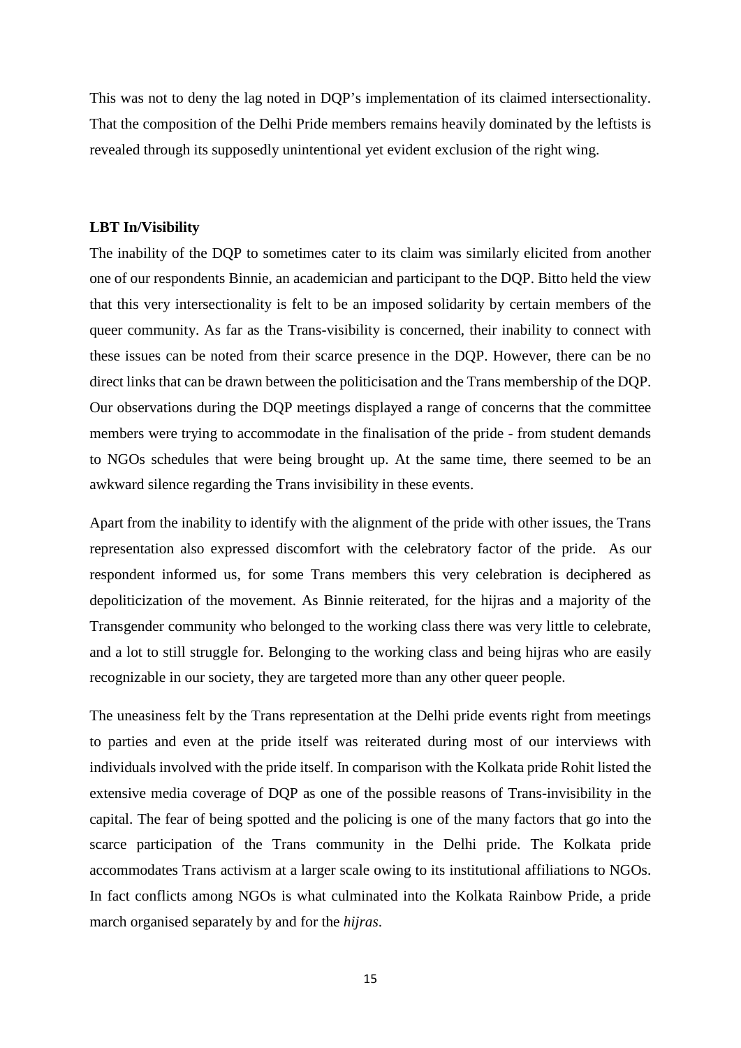This was not to deny the lag noted in DQP's implementation of its claimed intersectionality. That the composition of the Delhi Pride members remains heavily dominated by the leftists is revealed through its supposedly unintentional yet evident exclusion of the right wing.

**LBT In/Visibility**

The inability of the DQP to sometimes cater to its claim was similarly elicited from another one of our respondents Binnie, an academician and participant to the DQP. Bitto held the view that this very intersectionality is felt to be an imposed solidarity by certain members of the queer community. As far as the Trans-visibility is concerned, their inability to connect with these issues can be noted from their scarce presence in the DQP. However, there can be no direct links that can be drawn between the politicisation and the Trans membership of the DQP. Our observations during the DQP meetings displayed a range of concerns that the committee members were trying to accommodate in the finalisation of the pride - from student demands to NGOs schedules that were being brought up. At the same time, there seemed to be an awkward silence regarding the Trans invisibility in these events.

Apart from the inability to identify with the alignment of the pride with other issues, the Trans representation also expressed discomfort with the celebratory factor of the pride. As our respondent informed us, for some Trans members this very celebration is deciphered as depoliticization of the movement. As Binnie reiterated, for the hijras and a majority of the Transgender community who belonged to the working class there was very little to celebrate, and a lot to still struggle for. Belonging to the working class and being hijras who are easily recognizable in our society, they are targeted more than any other queer people.

The uneasiness felt by the Trans representation at the Delhi pride events right from meetings to parties and even at the pride itself was reiterated during most of our interviews with individuals involved with the pride itself. In comparison with the Kolkata pride Rohit listed the extensive media coverage of DQP as one of the possible reasons of Trans-invisibility in the capital. The fear of being spotted and the policing is one of the many factors that go into the scarce participation of the Trans community in the Delhi pride. The Kolkata pride accommodates Trans activism at a larger scale owing to its institutional affiliations to NGOs. In fact conflicts among NGOs is what culminated into the Kolkata Rainbow Pride, a pride march organised separately by and for the *hijras*.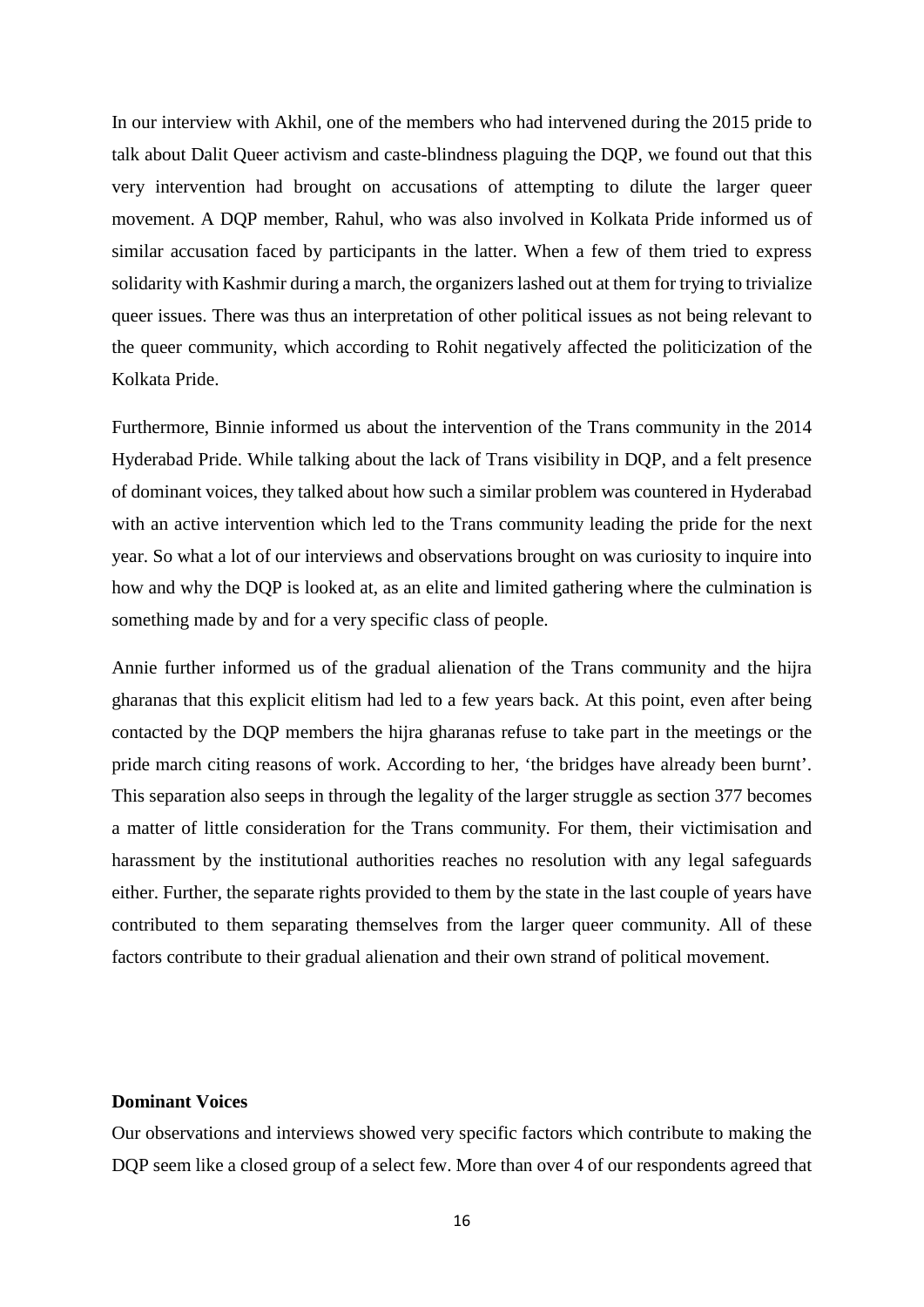In our interview with Akhil, one of the members who had intervened during the 2015 pride to talk about Dalit Queer activism and caste-blindness plaguing the DQP, we found out that this very intervention had brought on accusations of attempting to dilute the larger queer movement. A DQP member, Rahul, who was also involved in Kolkata Pride informed us of similar accusation faced by participants in the latter. When a few of them tried to express solidarity with Kashmir during a march, the organizers lashed out at them for trying to trivialize queer issues. There was thus an interpretation of other political issues as not being relevant to the queer community, which according to Rohit negatively affected the politicization of the Kolkata Pride.

Furthermore, Binnie informed us about the intervention of the Trans community in the 2014 Hyderabad Pride. While talking about the lack of Trans visibility in DQP, and a felt presence of dominant voices, they talked about how such a similar problem was countered in Hyderabad with an active intervention which led to the Trans community leading the pride for the next year. So what a lot of our interviews and observations brought on was curiosity to inquire into how and why the DQP is looked at, as an elite and limited gathering where the culmination is something made by and for a very specific class of people.

Annie further informed us of the gradual alienation of the Trans community and the hijra gharanas that this explicit elitism had led to a few years back. At this point, even after being contacted by the DQP members the hijra gharanas refuse to take part in the meetings or the pride march citing reasons of work. According to her, 'the bridges have already been burnt'. This separation also seeps in through the legality of the larger struggle as section 377 becomes a matter of little consideration for the Trans community. For them, their victimisation and harassment by the institutional authorities reaches no resolution with any legal safeguards either. Further, the separate rights provided to them by the state in the last couple of years have contributed to them separating themselves from the larger queer community. All of these factors contribute to their gradual alienation and their own strand of political movement.

**Dominant Voices**

Our observations and interviews showed very specific factors which contribute to making the DQP seem like a closed group of a select few. More than over 4 of our respondents agreed that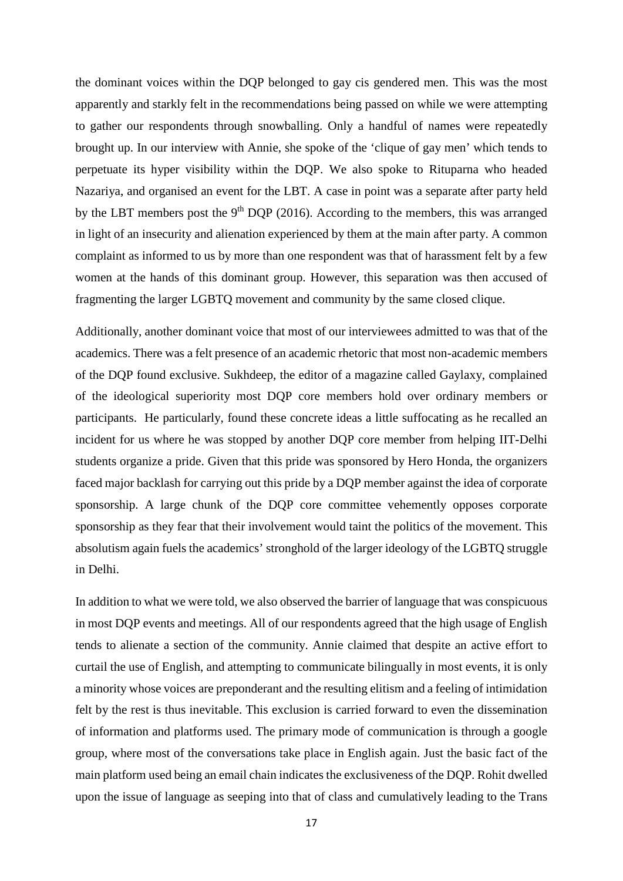the dominant voices within the DQP belonged to gay cis gendered men. This was the most apparently and starkly felt in the recommendations being passed on while we were attempting to gather our respondents through snowballing. Only a handful of names were repeatedly brought up. In our interview with Annie, she spoke of the 'clique of gay men' which tends to perpetuate its hyper visibility within the DQP. We also spoke to Rituparna who headed Nazariya, and organised an event for the LBT. A case in point was a separate after party held by the LBT members post the 9th DQP (2016). According to the members, this was arranged in light of an insecurity and alienation experienced by them at the main after party. A common complaint as informed to us by more than one respondent was that of harassment felt by a few women at the hands of this dominant group. However, this separation was then accused of fragmenting the larger LGBTQ movement and community by the same closed clique.

Additionally, another dominant voice that most of our interviewees admitted to was that of the academics. There was a felt presence of an academic rhetoric that most non-academic members of the DQP found exclusive. Sukhdeep, the editor of a magazine called Gaylaxy, complained of the ideological superiority most DQP core members hold over ordinary members or participants. He particularly, found these concrete ideas a little suffocating as he recalled an incident for us where he was stopped by another DQP core member from helping IIT-Delhi students organize a pride. Given that this pride was sponsored by Hero Honda, the organizers faced major backlash for carrying out this pride by a DQP member against the idea of corporate sponsorship. A large chunk of the DQP core committee vehemently opposes corporate sponsorship as they fear that their involvement would taint the politics of the movement. This absolutism again fuels the academics' stronghold of the larger ideology of the LGBTQ struggle in Delhi.

In addition to what we were told, we also observed the barrier of language that was conspicuous in most DQP events and meetings. All of our respondents agreed that the high usage of English tends to alienate a section of the community. Annie claimed that despite an active effort to curtail the use of English, and attempting to communicate bilingually in most events, it is only a minority whose voices are preponderant and the resulting elitism and a feeling of intimidation felt by the rest is thus inevitable. This exclusion is carried forward to even the dissemination of information and platforms used. The primary mode of communication is through a google group, where most of the conversations take place in English again. Just the basic fact of the main platform used being an email chain indicates the exclusiveness of the DQP. Rohit dwelled upon the issue of language as seeping into that of class and cumulatively leading to the Trans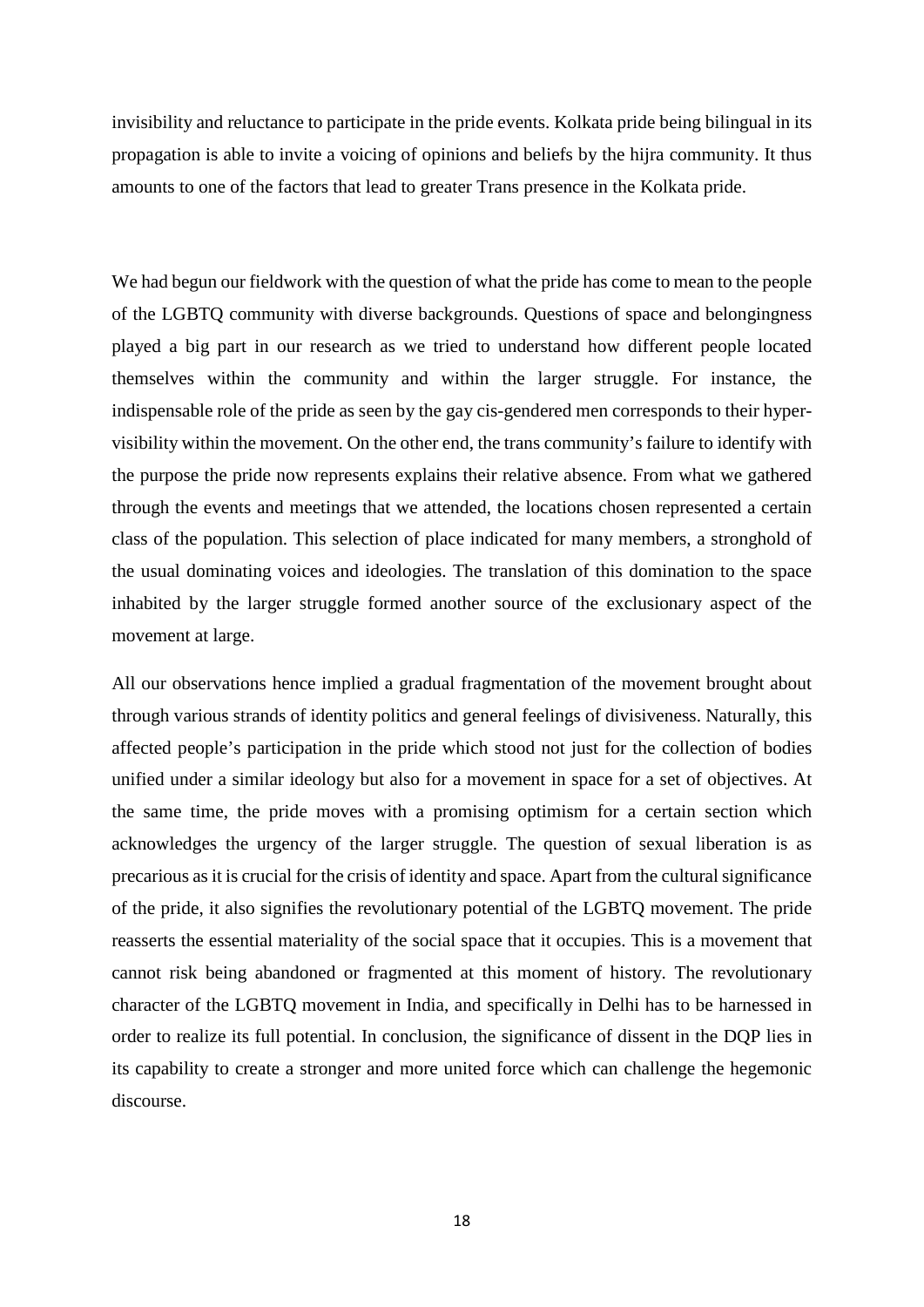invisibility and reluctance to participate in the pride events. Kolkata pride being bilingual in its propagation is able to invite a voicing of opinions and beliefs by the hijra community. It thus amounts to one of the factors that lead to greater Trans presence in the Kolkata pride.

We had begun our fieldwork with the question of what the pride has come to mean to the people of the LGBTQ community with diverse backgrounds. Questions of space and belongingness played a big part in our research as we tried to understand how different people located themselves within the community and within the larger struggle. For instance, the indispensable role of the pride as seen by the gay cis-gendered men corresponds to their hyper-visibility within the movement. On the other end, the trans community's failure to identify with the purpose the pride now represents explains their relative absence. From what we gathered through the events and meetings that we attended, the locations chosen represented a certain class of the population. This selection of place indicated for many members, a stronghold of the usual dominating voices and ideologies. The translation of this domination to the space inhabited by the larger struggle formed another source of the exclusionary aspect of the movement at large.

All our observations hence implied a gradual fragmentation of the movement brought about through various strands of identity politics and general feelings of divisiveness. Naturally, this affected people's participation in the pride which stood not just for the collection of bodies unified under a similar ideology but also for a movement in space for a set of objectives. At the same time, the pride moves with a promising optimism for a certain section which acknowledges the urgency of the larger struggle. The question of sexual liberation is as precarious as it is crucial for the crisis of identity and space. Apart from the cultural significance of the pride, it also signifies the revolutionary potential of the LGBTQ movement. The pride reasserts the essential materiality of the social space that it occupies. This is a movement that cannot risk being abandoned or fragmented at this moment of history. The revolutionary character of the LGBTQ movement in India, and specifically in Delhi has to be harnessed in order to realize its full potential. In conclusion, the significance of dissent in the DQP lies in its capability to create a stronger and more united force which can challenge the hegemonic discourse.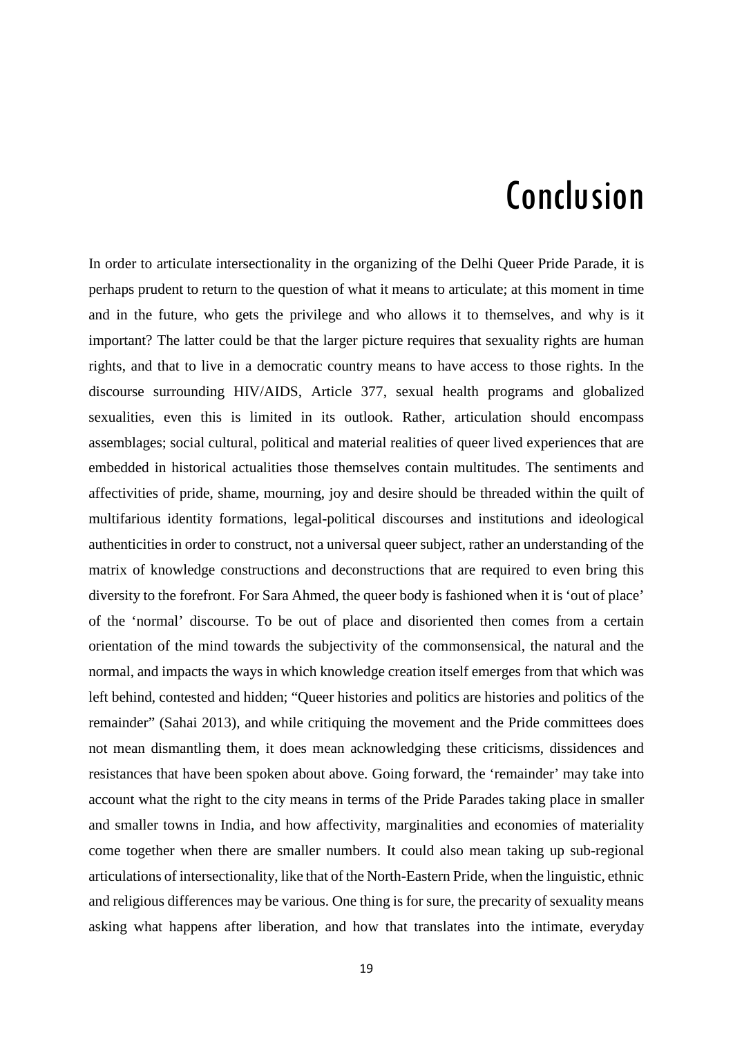# Conclusion

In order to articulate intersectionality in the organizing of the Delhi Queer Pride Parade, it is perhaps prudent to return to the question of what it means to articulate; at this moment in time and in the future, who gets the privilege and who allows it to themselves, and why is it important? The latter could be that the larger picture requires that sexuality rights are human rights, and that to live in a democratic country means to have access to those rights. In the discourse surrounding HIV/AIDS, Article 377, sexual health programs and globalized sexualities, even this is limited in its outlook. Rather, articulation should encompass assemblages; social cultural, political and material realities of queer lived experiences that are embedded in historical actualities those themselves contain multitudes. The sentiments and affectivities of pride, shame, mourning, joy and desire should be threaded within the quilt of multifarious identity formations, legal-political discourses and institutions and ideological authenticities in order to construct, not a universal queer subject, rather an understanding of the matrix of knowledge constructions and deconstructions that are required to even bring this diversity to the forefront. For Sara Ahmed, the queer body is fashioned when it is 'out of place' of the 'normal' discourse. To be out of place and disoriented then comes from a certain orientation of the mind towards the subjectivity of the commonsensical, the natural and the normal, and impacts the ways in which knowledge creation itself emerges from that which was left behind, contested and hidden; "Queer histories and politics are histories and politics of the remainder" (Sahai 2013), and while critiquing the movement and the Pride committees does not mean dismantling them, it does mean acknowledging these criticisms, dissidences and resistances that have been spoken about above. Going forward, the 'remainder' may take into account what the right to the city means in terms of the Pride Parades taking place in smaller and smaller towns in India, and how affectivity, marginalities and economies of materiality come together when there are smaller numbers. It could also mean taking up sub-regional articulations of intersectionality, like that of the North-Eastern Pride, when the linguistic, ethnic and religious differences may be various. One thing is for sure, the precarity of sexuality means asking what happens after liberation, and how that translates into the intimate, everyday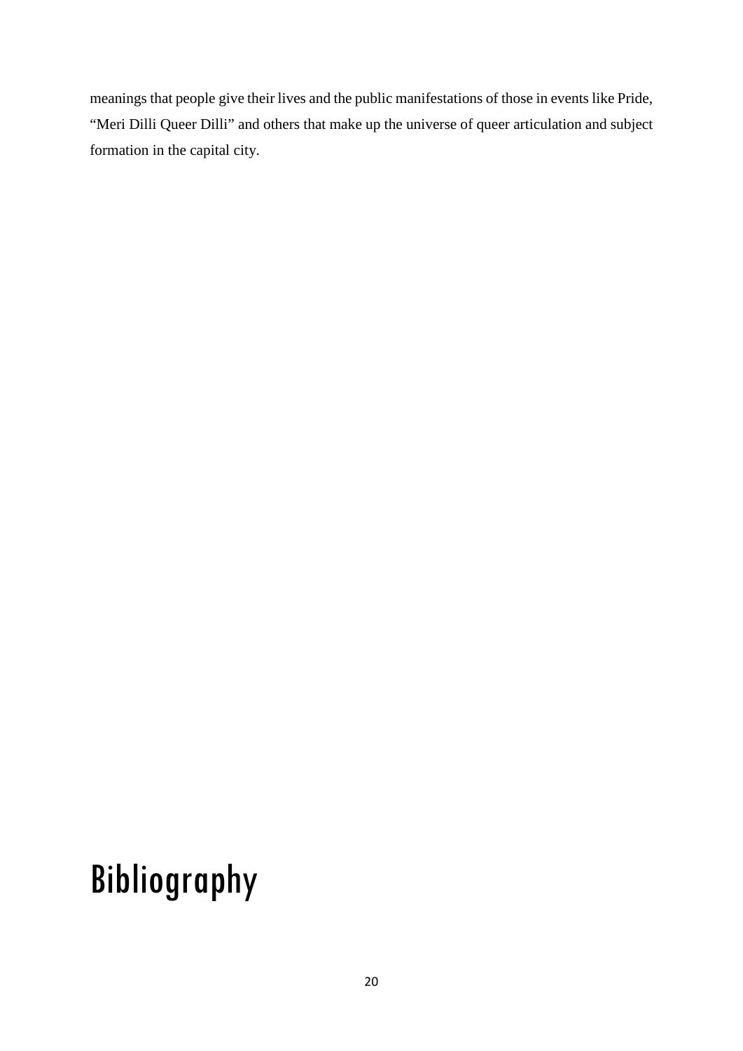meanings that people give their lives and the public manifestations of those in events like Pride, "Meri Dilli Queer Dilli" and others that make up the universe of queer articulation and subject formation in the capital city.

# Bibliography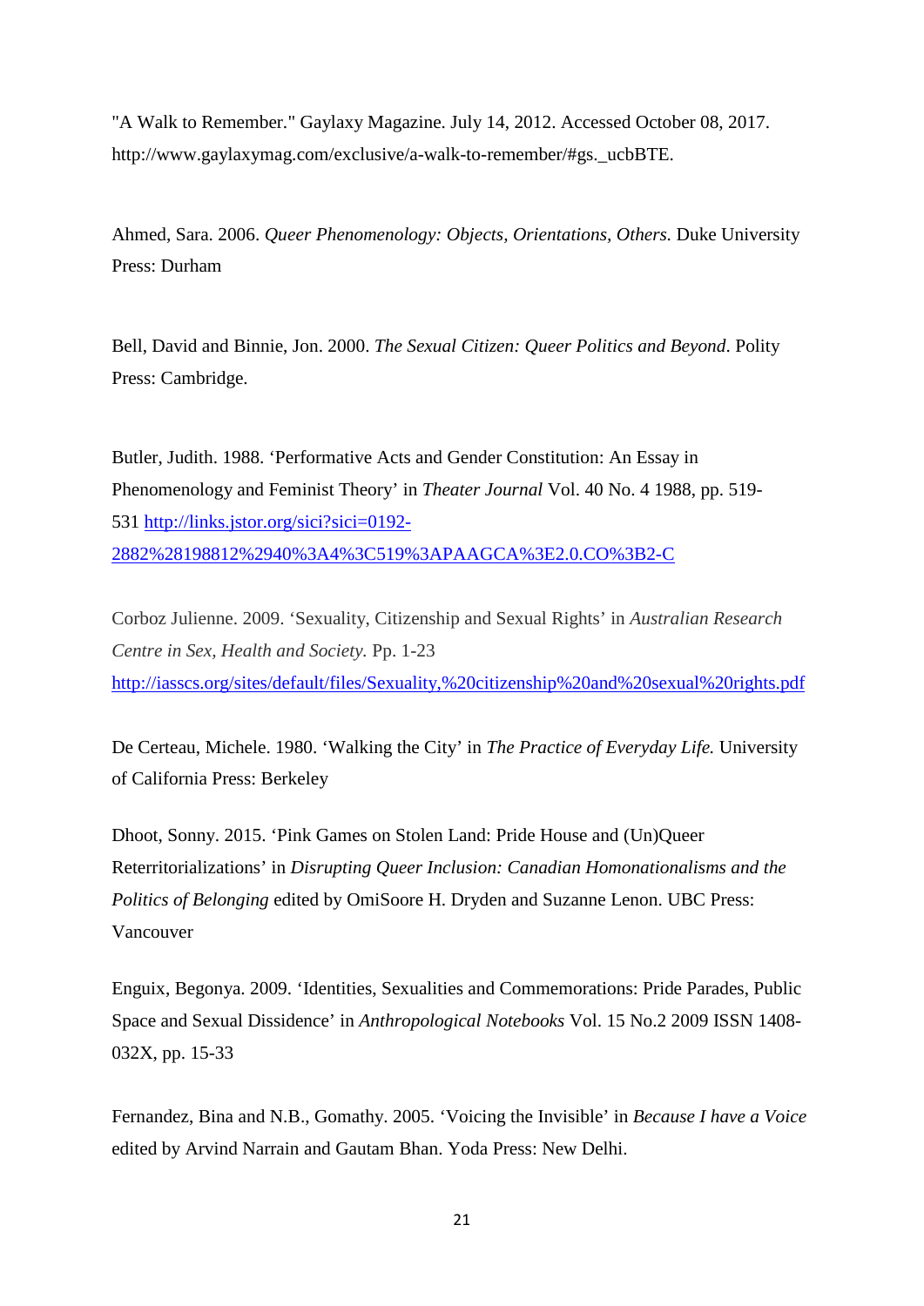"A Walk to Remember." Gaylaxy Magazine. July 14, 2012. Accessed October 08, 2017. http://www.gaylaxymag.com/exclusive/a-walk-to-remember/#gs._ucbBTE.

Ahmed, Sara. 2006. *Queer Phenomenology: Objects, Orientations, Others.* Duke University Press: Durham

Bell, David and Binnie, Jon. 2000. *The Sexual Citizen: Queer Politics and Beyond*. Polity Press: Cambridge.

Butler, Judith. 1988. 'Performative Acts and Gender Constitution: An Essay in Phenomenology and Feminist Theory' in *Theater Journal* Vol. 40 No. 4 1988, pp. 519-531 [http://links.jstor.org/sici?sici=0192-2882%28198812%2940%3A4%3C519%3APAAGCA%3E2.0.CO%3B2-C](http://links.jstor.org/sici?sici=0192-2882%28198812%2940%3A4%3C519%3APAAGCA%3E2.0.CO%3B2-C)

Corboz Julienne. 2009. 'Sexuality, Citizenship and Sexual Rights' in *Australian Research Centre in Sex, Health and Society.* Pp. 1-23 [http://iasscs.org/sites/default/files/Sexuality,%20citizenship%20and%20sexual%20rights.pdf](http://iasscs.org/sites/default/files/Sexuality,%20citizenship%20and%20sexual%20rights.pdf)

De Certeau, Michele. 1980. 'Walking the City' in *The Practice of Everyday Life.* University of California Press: Berkeley

Dhoot, Sonny. 2015. 'Pink Games on Stolen Land: Pride House and (Un)Queer Reterritorializations' in *Disrupting Queer Inclusion: Canadian Homonationalisms and the Politics of Belonging* edited by OmiSoore H. Dryden and Suzanne Lenon. UBC Press: Vancouver

Enguix, Begonya. 2009. 'Identities, Sexualities and Commemorations: Pride Parades, Public Space and Sexual Dissidence' in *Anthropological Notebooks* Vol. 15 No.2 2009 ISSN 1408-032X, pp. 15-33

Fernandez, Bina and N.B., Gomathy. 2005. 'Voicing the Invisible' in *Because I have a Voice* edited by Arvind Narrain and Gautam Bhan. Yoda Press: New Delhi.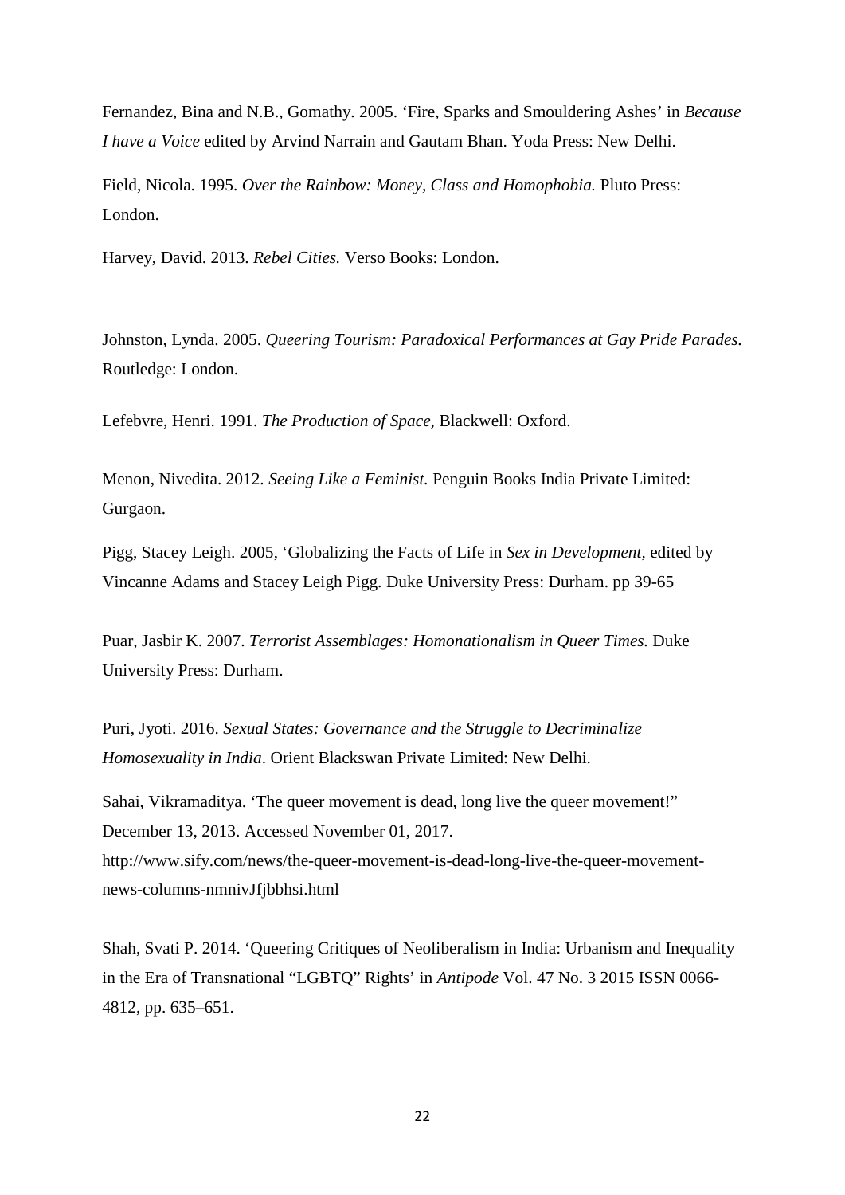Fernandez, Bina and N.B., Gomathy. 2005. 'Fire, Sparks and Smouldering Ashes' in *Because I have a Voice* edited by Arvind Narrain and Gautam Bhan. Yoda Press: New Delhi.

Field, Nicola. 1995. *Over the Rainbow: Money, Class and Homophobia.* Pluto Press: London.

Harvey, David. 2013. *Rebel Cities.* Verso Books: London.

Johnston, Lynda. 2005. *Queering Tourism: Paradoxical Performances at Gay Pride Parades.* Routledge: London.

Lefebvre, Henri. 1991. *The Production of Space,* Blackwell: Oxford.

Menon, Nivedita. 2012. *Seeing Like a Feminist.* Penguin Books India Private Limited: Gurgaon.

Pigg, Stacey Leigh. 2005, 'Globalizing the Facts of Life in *Sex in Development,* edited by Vincanne Adams and Stacey Leigh Pigg. Duke University Press: Durham. pp 39-65

Puar, Jasbir K. 2007. *Terrorist Assemblages: Homonationalism in Queer Times.* Duke University Press: Durham.

Puri, Jyoti. 2016. *Sexual States: Governance and the Struggle to Decriminalize Homosexuality in India*. Orient Blackswan Private Limited: New Delhi.

Sahai, Vikramaditya. 'The queer movement is dead, long live the queer movement!" December 13, 2013. Accessed November 01, 2017. http://www.sify.com/news/the-queer-movement-is-dead-long-live-the-queer-movement-news-columns-nmnivJfjbbhsi.html

Shah, Svati P. 2014. 'Queering Critiques of Neoliberalism in India: Urbanism and Inequality in the Era of Transnational "LGBTQ" Rights' in *Antipode* Vol. 47 No. 3 2015 ISSN 0066-4812, pp. 635–651.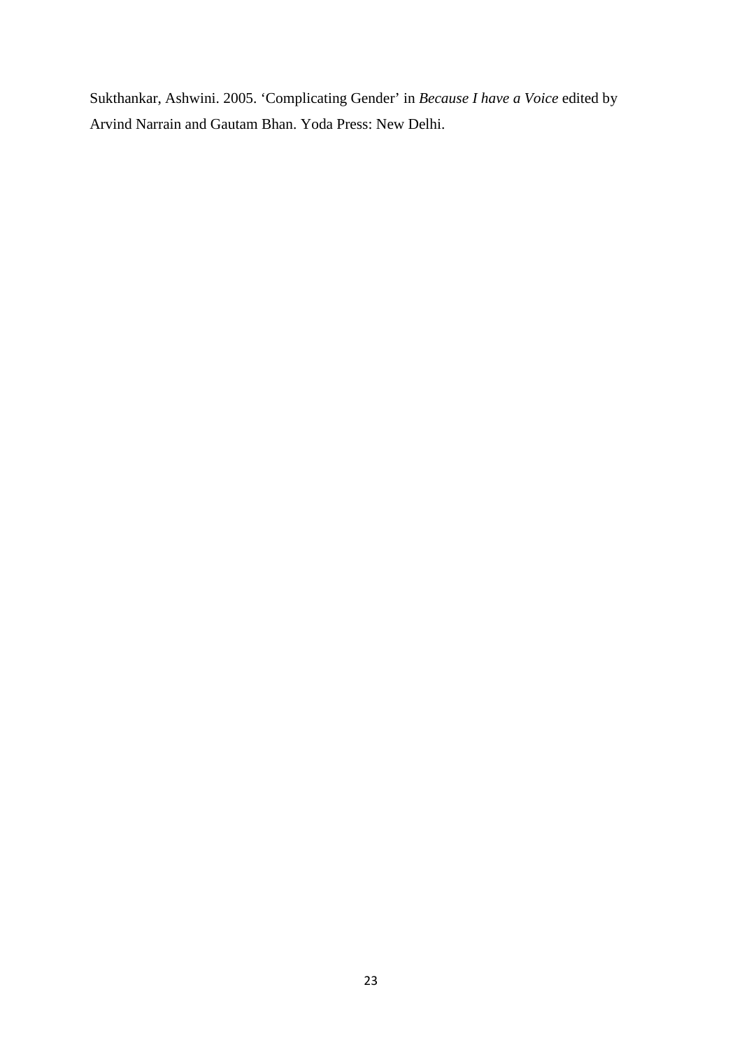Sukthankar, Ashwini. 2005. 'Complicating Gender' in *Because I have a Voice* edited by Arvind Narrain and Gautam Bhan. Yoda Press: New Delhi.